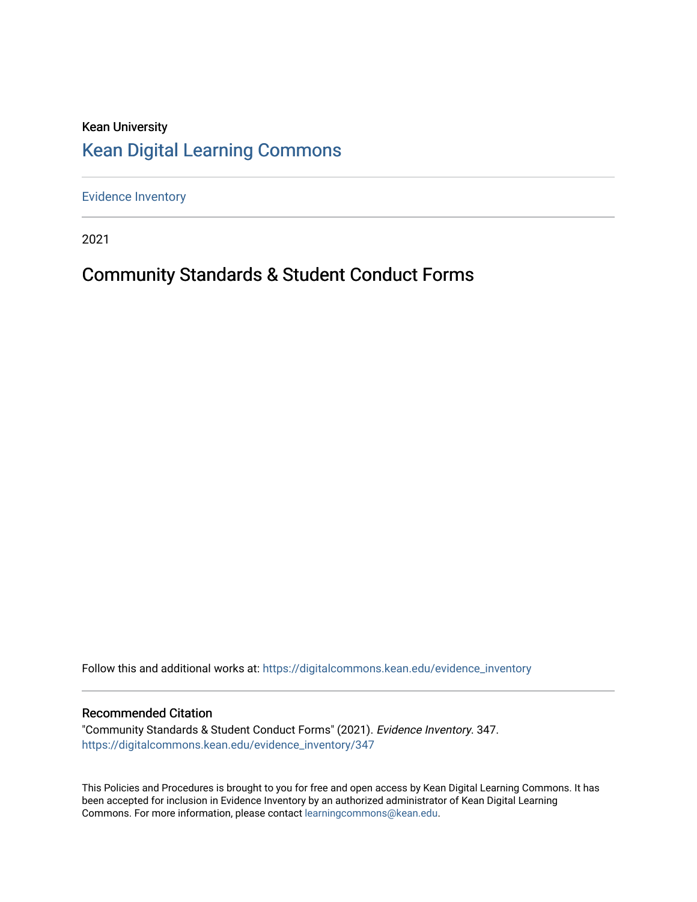Kean University

# Kean Digital Learning Commons

Evidence Inventory

2021

## Community Standards & Student Conduct Forms

Follow this and additional works at: https://digitalcommons.kean.edu/evidence_inventory

### Recommended Citation

"Community Standards & Student Conduct Forms" (2021). *Evidence Inventory*. 347.
https://digitalcommons.kean.edu/evidence_inventory/347

This Policies and Procedures is brought to you for free and open access by Kean Digital Learning Commons. It has been accepted for inclusion in Evidence Inventory by an authorized administrator of Kean Digital Learning Commons. For more information, please contact learningcommons@kean.edu.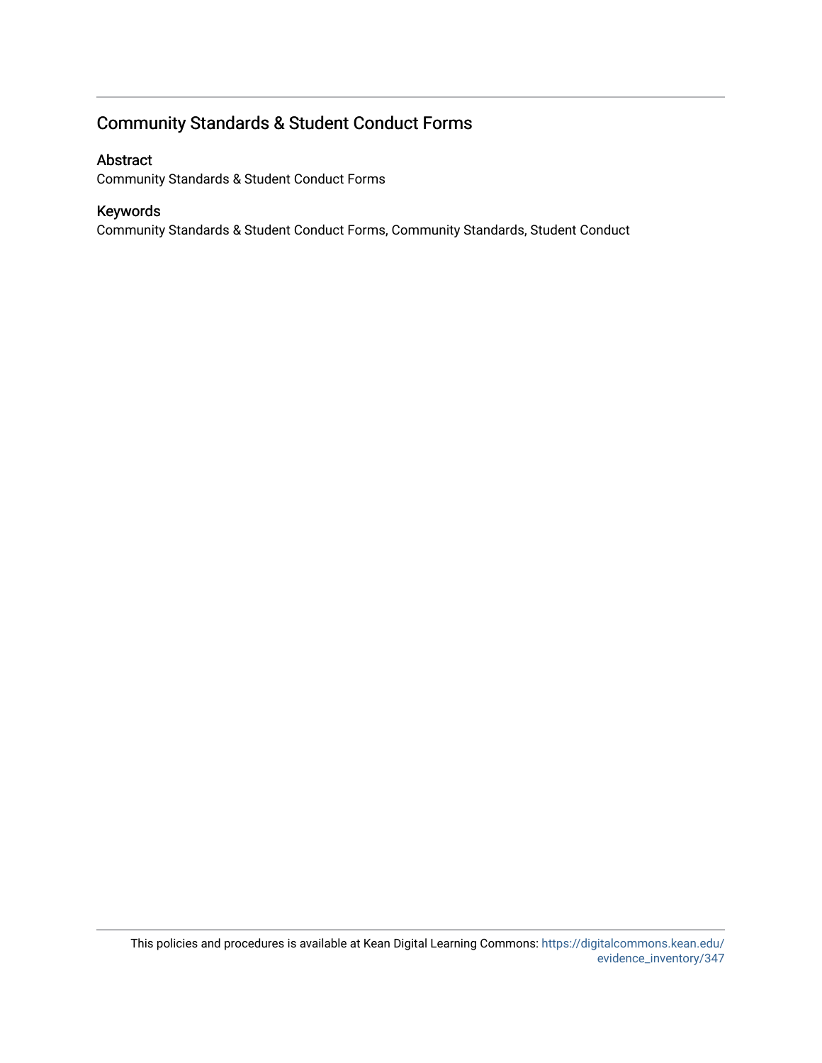## Community Standards & Student Conduct Forms

### Abstract

Community Standards & Student Conduct Forms

### Keywords

Community Standards & Student Conduct Forms, Community Standards, Student Conduct

This policies and procedures is available at Kean Digital Learning Commons: https://digitalcommons.kean.edu/evidence_inventory/347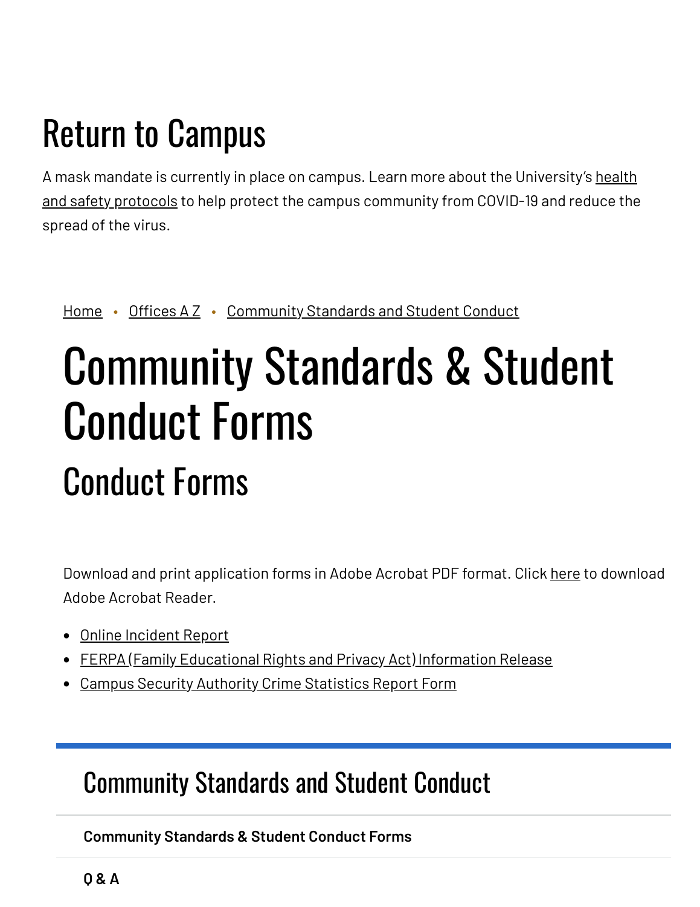# Return to Campus

A mask mandate is currently in place on campus. Learn more about the University's health and safety protocols to help protect the campus community from COVID-19 and reduce the spread of the virus.

Home • Offices A Z • Community Standards and Student Conduct

# Community Standards & Student Conduct Forms

## Conduct Forms

Download and print application forms in Adobe Acrobat PDF format. Click here to download Adobe Acrobat Reader.

- Online Incident Report
- FERPA (Family Educational Rights and Privacy Act) Information Release
- Campus Security Authority Crime Statistics Report Form

## Community Standards and Student Conduct

**Community Standards & Student Conduct Forms**

**Q & A**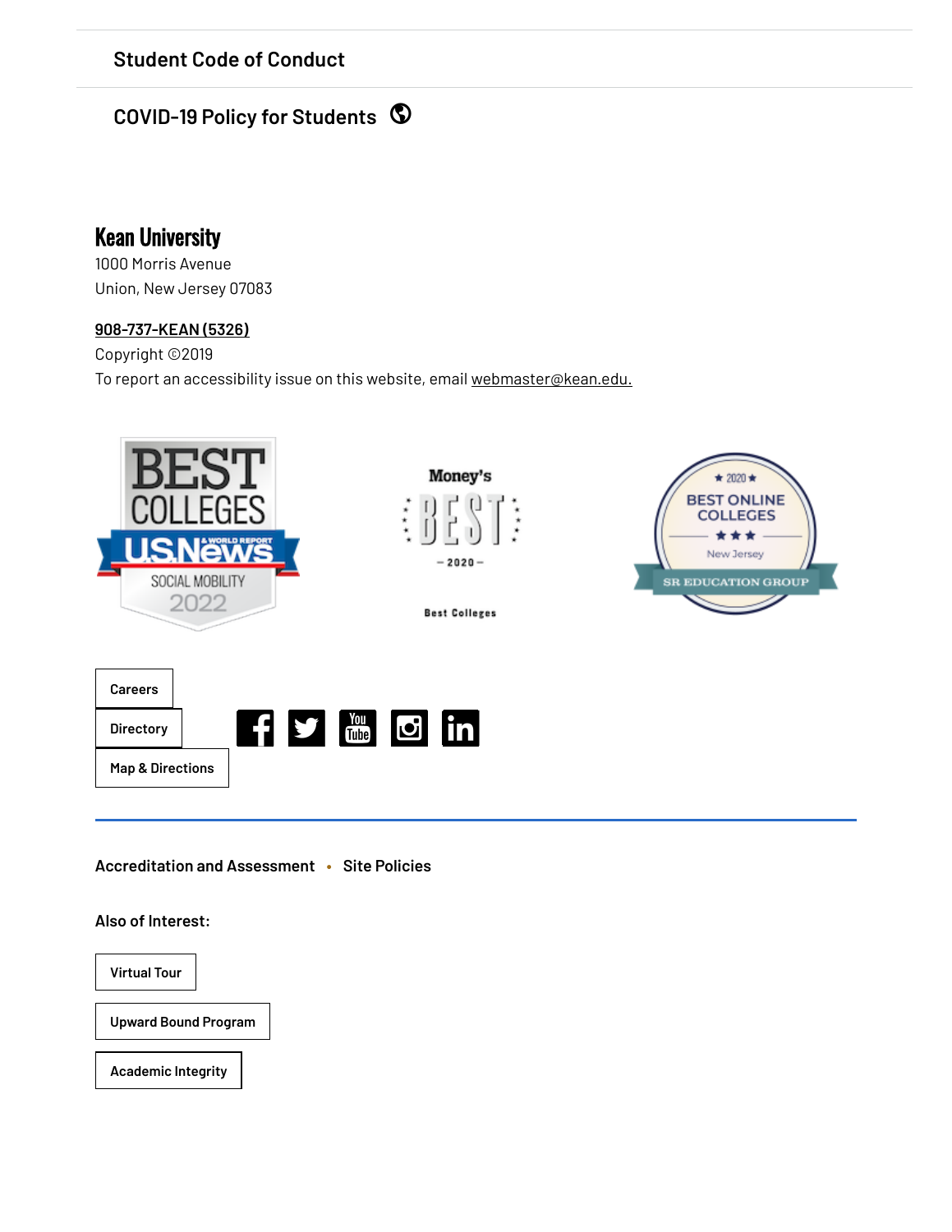Student Code of Conduct

COVID-19 Policy for Students

**Kean University**
1000 Morris Avenue
Union, New Jersey 07083

908-737-KEAN (5326)
Copyright ©2019
To report an accessibility issue on this website, email webmaster@kean.edu.

BEST COLLEGES
U.S.News & WORLD REPORT
SOCIAL MOBILITY
2022

Money's
BEST
– 2020 –
Best Colleges

★ 2020 ★
BEST ONLINE COLLEGES
★ ★ ★
New Jersey
SR EDUCATION GROUP

Careers

Directory

Map & Directions

Accreditation and Assessment • Site Policies

Also of Interest:

Virtual Tour

Upward Bound Program

Academic Integrity